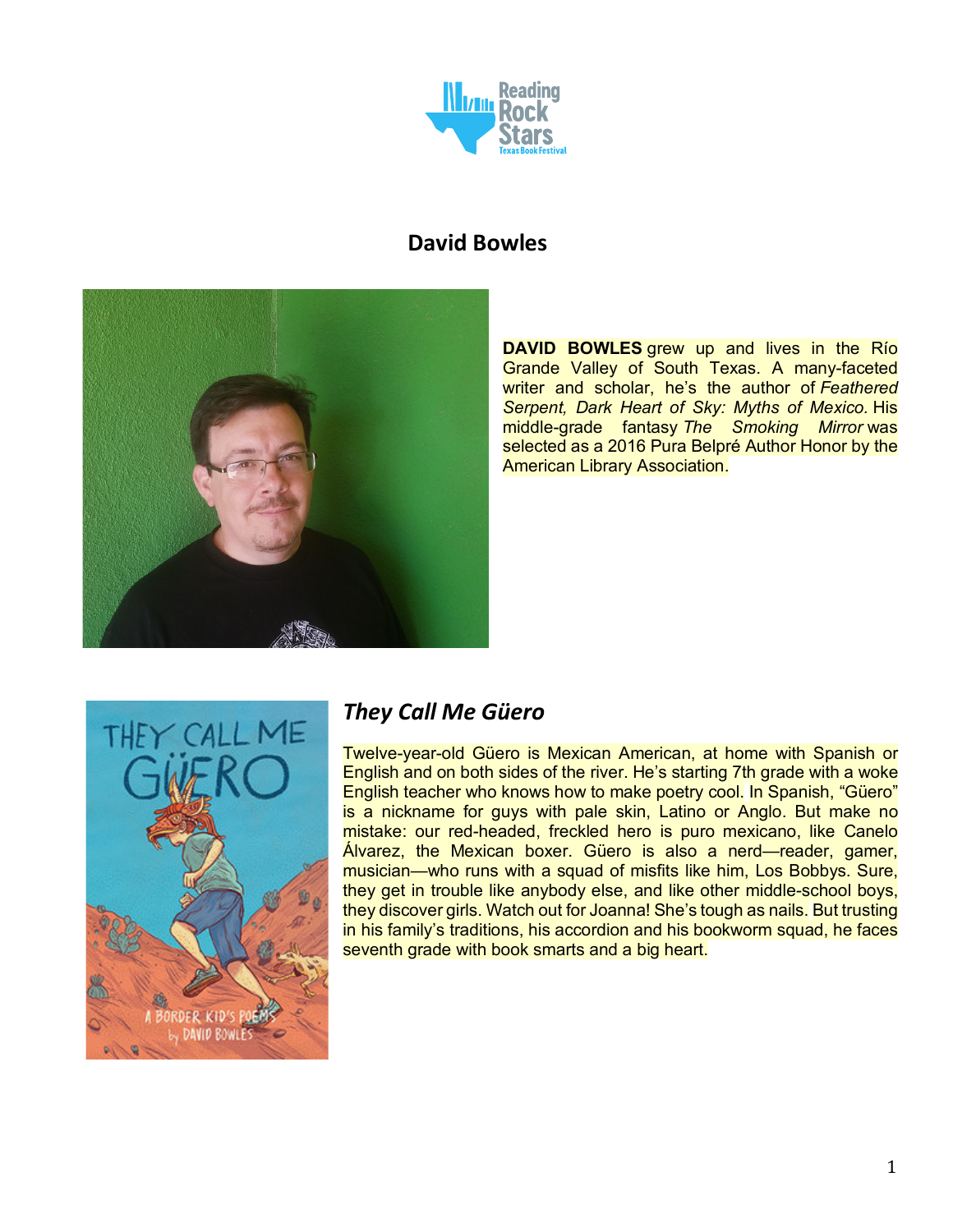# David Bowles

**DAVID BOWLES** grew up and lives in the Río Grande Valley of South Texas. A many-faceted writer and scholar, he's the author of *Feathered Serpent, Dark Heart of Sky: Myths of Mexico.* His middle-grade fantasy *The Smoking Mirror* was selected as a 2016 Pura Belpré Author Honor by the American Library Association.

## *They Call Me Güero*

Twelve-year-old Güero is Mexican American, at home with Spanish or English and on both sides of the river. He's starting 7th grade with a woke English teacher who knows how to make poetry cool. In Spanish, "Güero" is a nickname for guys with pale skin, Latino or Anglo. But make no mistake: our red-headed, freckled hero is puro mexicano, like Canelo Álvarez, the Mexican boxer. Güero is also a nerd—reader, gamer, musician—who runs with a squad of misfits like him, Los Bobbys. Sure, they get in trouble like anybody else, and like other middle-school boys, they discover girls. Watch out for Joanna! She's tough as nails. But trusting in his family's traditions, his accordion and his bookworm squad, he faces seventh grade with book smarts and a big heart.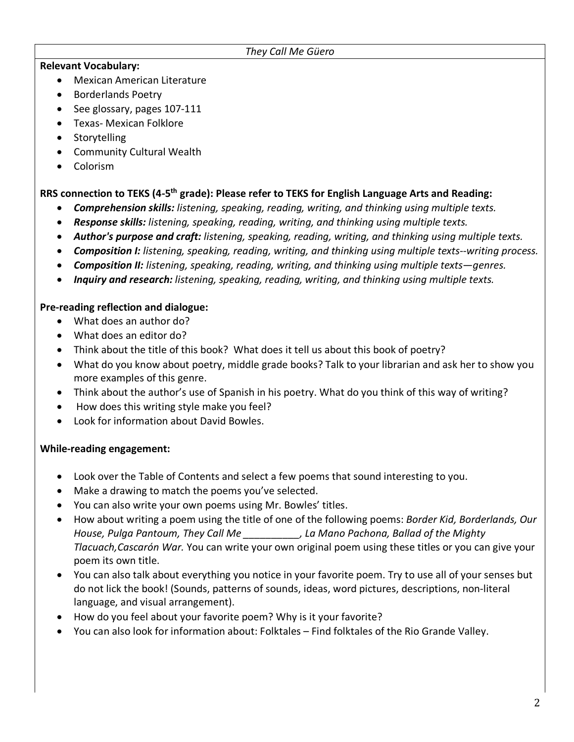*They Call Me Güero*

**Relevant Vocabulary:**

- Mexican American Literature
- Borderlands Poetry
- See glossary, pages 107-111
- Texas- Mexican Folklore
- Storytelling
- Community Cultural Wealth
- Colorism

**RRS connection to TEKS (4-5th grade): Please refer to TEKS for English Language Arts and Reading:**

- ***Comprehension skills:*** *listening, speaking, reading, writing, and thinking using multiple texts.*
- ***Response skills:*** *listening, speaking, reading, writing, and thinking using multiple texts.*
- ***Author's purpose and craft:*** *listening, speaking, reading, writing, and thinking using multiple texts.*
- ***Composition I:*** *listening, speaking, reading, writing, and thinking using multiple texts--writing process.*
- ***Composition II:*** *listening, speaking, reading, writing, and thinking using multiple texts—genres.*
- ***Inquiry and research:*** *listening, speaking, reading, writing, and thinking using multiple texts.*

**Pre-reading reflection and dialogue:**

- What does an author do?
- What does an editor do?
- Think about the title of this book? What does it tell us about this book of poetry?
- What do you know about poetry, middle grade books? Talk to your librarian and ask her to show you more examples of this genre.
- Think about the author's use of Spanish in his poetry. What do you think of this way of writing?
- How does this writing style make you feel?
- Look for information about David Bowles.

**While-reading engagement:**

- Look over the Table of Contents and select a few poems that sound interesting to you.
- Make a drawing to match the poems you've selected.
- You can also write your own poems using Mr. Bowles' titles.
- How about writing a poem using the title of one of the following poems: *Border Kid, Borderlands, Our House, Pulga Pantoum, They Call Me __________, La Mano Pachona, Ballad of the Mighty Tlacuach,Cascarón War.* You can write your own original poem using these titles or you can give your poem its own title.
- You can also talk about everything you notice in your favorite poem. Try to use all of your senses but do not lick the book! (Sounds, patterns of sounds, ideas, word pictures, descriptions, non-literal language, and visual arrangement).
- How do you feel about your favorite poem? Why is it your favorite?
- You can also look for information about: Folktales – Find folktales of the Rio Grande Valley.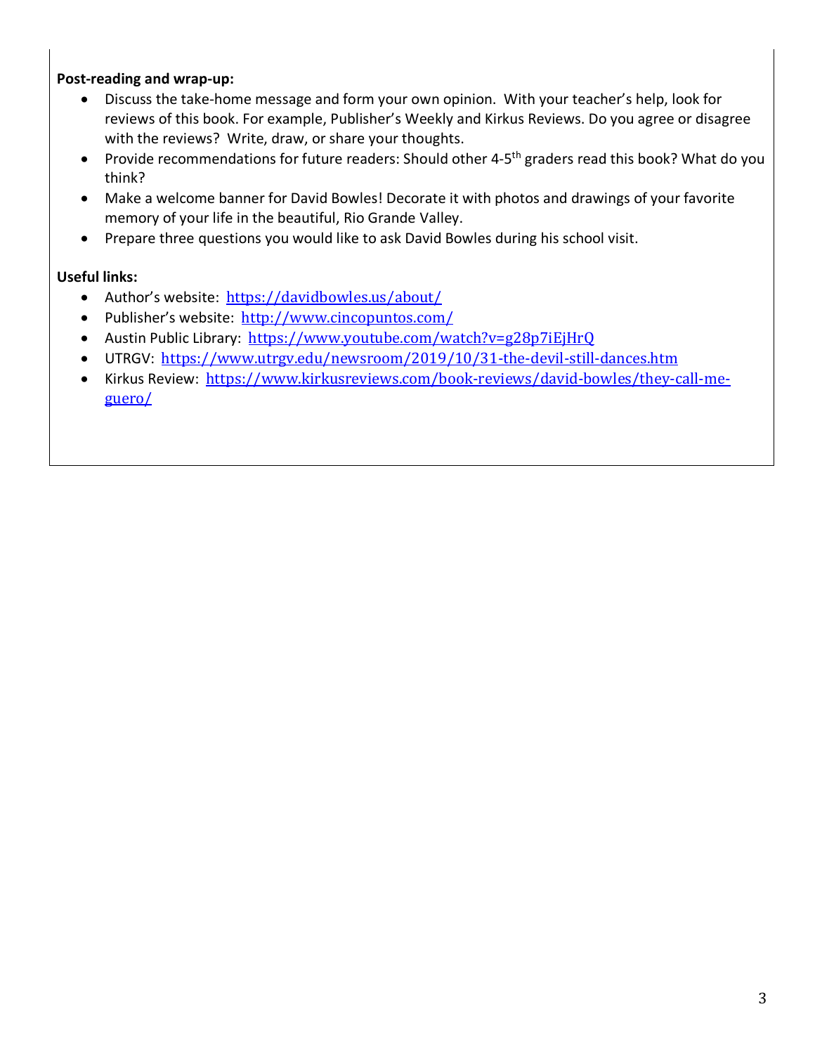**Post-reading and wrap-up:**

- Discuss the take-home message and form your own opinion. With your teacher's help, look for reviews of this book. For example, Publisher's Weekly and Kirkus Reviews. Do you agree or disagree with the reviews? Write, draw, or share your thoughts.
- Provide recommendations for future readers: Should other 4-5th graders read this book? What do you think?
- Make a welcome banner for David Bowles! Decorate it with photos and drawings of your favorite memory of your life in the beautiful, Rio Grande Valley.
- Prepare three questions you would like to ask David Bowles during his school visit.

**Useful links:**

- Author's website: https://davidbowles.us/about/
- Publisher's website: http://www.cincopuntos.com/
- Austin Public Library: https://www.youtube.com/watch?v=g28p7iEjHrQ
- UTRGV: https://www.utrgv.edu/newsroom/2019/10/31-the-devil-still-dances.htm
- Kirkus Review: https://www.kirkusreviews.com/book-reviews/david-bowles/they-call-me-guero/